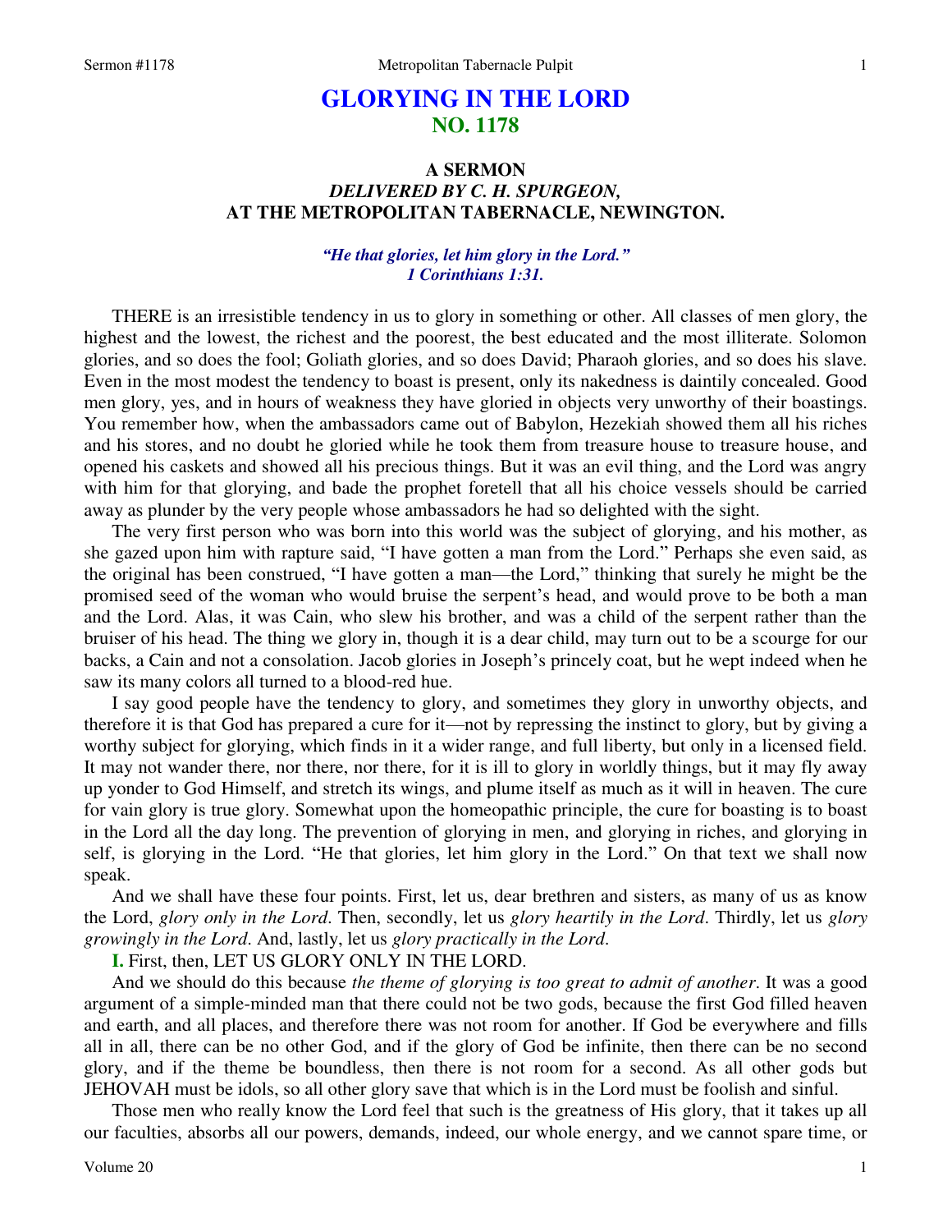# GLORYING IN THE LORD
## NO. 1178

### A SERMON
### *DELIVERED BY C. H. SPURGEON,*
### AT THE METROPOLITAN TABERNACLE, NEWINGTON.

*"He that glories, let him glory in the Lord."*
*1 Corinthians 1:31.*

THERE is an irresistible tendency in us to glory in something or other. All classes of men glory, the highest and the lowest, the richest and the poorest, the best educated and the most illiterate. Solomon glories, and so does the fool; Goliath glories, and so does David; Pharaoh glories, and so does his slave. Even in the most modest the tendency to boast is present, only its nakedness is daintily concealed. Good men glory, yes, and in hours of weakness they have gloried in objects very unworthy of their boastings. You remember how, when the ambassadors came out of Babylon, Hezekiah showed them all his riches and his stores, and no doubt he gloried while he took them from treasure house to treasure house, and opened his caskets and showed all his precious things. But it was an evil thing, and the Lord was angry with him for that glorying, and bade the prophet foretell that all his choice vessels should be carried away as plunder by the very people whose ambassadors he had so delighted with the sight.

The very first person who was born into this world was the subject of glorying, and his mother, as she gazed upon him with rapture said, "I have gotten a man from the Lord." Perhaps she even said, as the original has been construed, "I have gotten a man—the Lord," thinking that surely he might be the promised seed of the woman who would bruise the serpent's head, and would prove to be both a man and the Lord. Alas, it was Cain, who slew his brother, and was a child of the serpent rather than the bruiser of his head. The thing we glory in, though it is a dear child, may turn out to be a scourge for our backs, a Cain and not a consolation. Jacob glories in Joseph's princely coat, but he wept indeed when he saw its many colors all turned to a blood-red hue.

I say good people have the tendency to glory, and sometimes they glory in unworthy objects, and therefore it is that God has prepared a cure for it—not by repressing the instinct to glory, but by giving a worthy subject for glorying, which finds in it a wider range, and full liberty, but only in a licensed field. It may not wander there, nor there, nor there, for it is ill to glory in worldly things, but it may fly away up yonder to God Himself, and stretch its wings, and plume itself as much as it will in heaven. The cure for vain glory is true glory. Somewhat upon the homeopathic principle, the cure for boasting is to boast in the Lord all the day long. The prevention of glorying in men, and glorying in riches, and glorying in self, is glorying in the Lord. "He that glories, let him glory in the Lord." On that text we shall now speak.

And we shall have these four points. First, let us, dear brethren and sisters, as many of us as know the Lord, *glory only in the Lord*. Then, secondly, let us *glory heartily in the Lord*. Thirdly, let us *glory growingly in the Lord*. And, lastly, let us *glory practically in the Lord*.

**I.** First, then, LET US GLORY ONLY IN THE LORD.

And we should do this because *the theme of glorying is too great to admit of another*. It was a good argument of a simple-minded man that there could not be two gods, because the first God filled heaven and earth, and all places, and therefore there was not room for another. If God be everywhere and fills all in all, there can be no other God, and if the glory of God be infinite, then there can be no second glory, and if the theme be boundless, then there is not room for a second. As all other gods but JEHOVAH must be idols, so all other glory save that which is in the Lord must be foolish and sinful.

Those men who really know the Lord feel that such is the greatness of His glory, that it takes up all our faculties, absorbs all our powers, demands, indeed, our whole energy, and we cannot spare time, or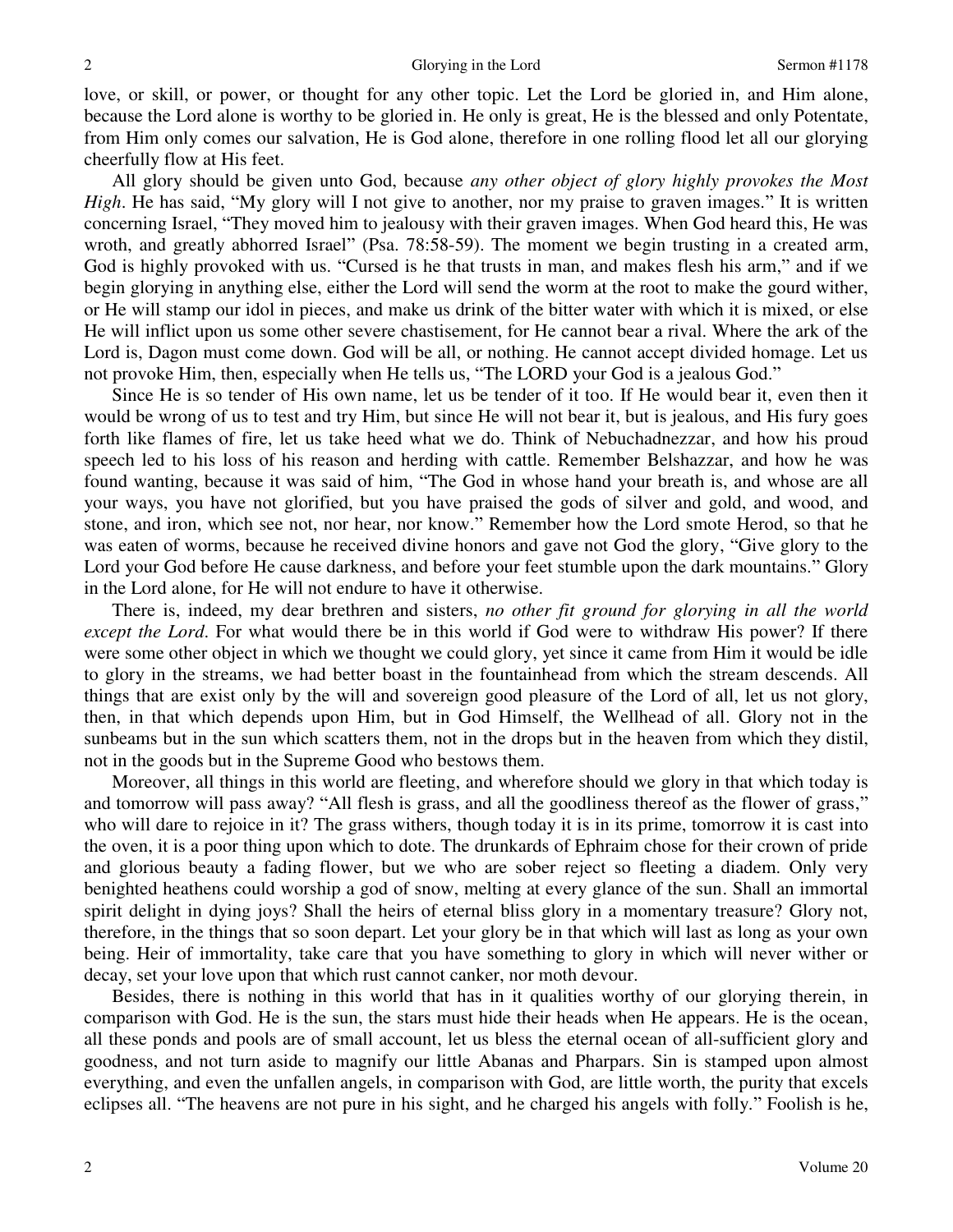love, or skill, or power, or thought for any other topic. Let the Lord be gloried in, and Him alone, because the Lord alone is worthy to be gloried in. He only is great, He is the blessed and only Potentate, from Him only comes our salvation, He is God alone, therefore in one rolling flood let all our glorying cheerfully flow at His feet.

All glory should be given unto God, because *any other object of glory highly provokes the Most High*. He has said, "My glory will I not give to another, nor my praise to graven images." It is written concerning Israel, "They moved him to jealousy with their graven images. When God heard this, He was wroth, and greatly abhorred Israel" (Psa. 78:58-59). The moment we begin trusting in a created arm, God is highly provoked with us. "Cursed is he that trusts in man, and makes flesh his arm," and if we begin glorying in anything else, either the Lord will send the worm at the root to make the gourd wither, or He will stamp our idol in pieces, and make us drink of the bitter water with which it is mixed, or else He will inflict upon us some other severe chastisement, for He cannot bear a rival. Where the ark of the Lord is, Dagon must come down. God will be all, or nothing. He cannot accept divided homage. Let us not provoke Him, then, especially when He tells us, "The LORD your God is a jealous God."

Since He is so tender of His own name, let us be tender of it too. If He would bear it, even then it would be wrong of us to test and try Him, but since He will not bear it, but is jealous, and His fury goes forth like flames of fire, let us take heed what we do. Think of Nebuchadnezzar, and how his proud speech led to his loss of his reason and herding with cattle. Remember Belshazzar, and how he was found wanting, because it was said of him, "The God in whose hand your breath is, and whose are all your ways, you have not glorified, but you have praised the gods of silver and gold, and wood, and stone, and iron, which see not, nor hear, nor know." Remember how the Lord smote Herod, so that he was eaten of worms, because he received divine honors and gave not God the glory, "Give glory to the Lord your God before He cause darkness, and before your feet stumble upon the dark mountains." Glory in the Lord alone, for He will not endure to have it otherwise.

There is, indeed, my dear brethren and sisters, *no other fit ground for glorying in all the world except the Lord*. For what would there be in this world if God were to withdraw His power? If there were some other object in which we thought we could glory, yet since it came from Him it would be idle to glory in the streams, we had better boast in the fountainhead from which the stream descends. All things that are exist only by the will and sovereign good pleasure of the Lord of all, let us not glory, then, in that which depends upon Him, but in God Himself, the Wellhead of all. Glory not in the sunbeams but in the sun which scatters them, not in the drops but in the heaven from which they distil, not in the goods but in the Supreme Good who bestows them.

Moreover, all things in this world are fleeting, and wherefore should we glory in that which today is and tomorrow will pass away? "All flesh is grass, and all the goodliness thereof as the flower of grass," who will dare to rejoice in it? The grass withers, though today it is in its prime, tomorrow it is cast into the oven, it is a poor thing upon which to dote. The drunkards of Ephraim chose for their crown of pride and glorious beauty a fading flower, but we who are sober reject so fleeting a diadem. Only very benighted heathens could worship a god of snow, melting at every glance of the sun. Shall an immortal spirit delight in dying joys? Shall the heirs of eternal bliss glory in a momentary treasure? Glory not, therefore, in the things that so soon depart. Let your glory be in that which will last as long as your own being. Heir of immortality, take care that you have something to glory in which will never wither or decay, set your love upon that which rust cannot canker, nor moth devour.

Besides, there is nothing in this world that has in it qualities worthy of our glorying therein, in comparison with God. He is the sun, the stars must hide their heads when He appears. He is the ocean, all these ponds and pools are of small account, let us bless the eternal ocean of all-sufficient glory and goodness, and not turn aside to magnify our little Abanas and Pharpars. Sin is stamped upon almost everything, and even the unfallen angels, in comparison with God, are little worth, the purity that excels eclipses all. "The heavens are not pure in his sight, and he charged his angels with folly." Foolish is he,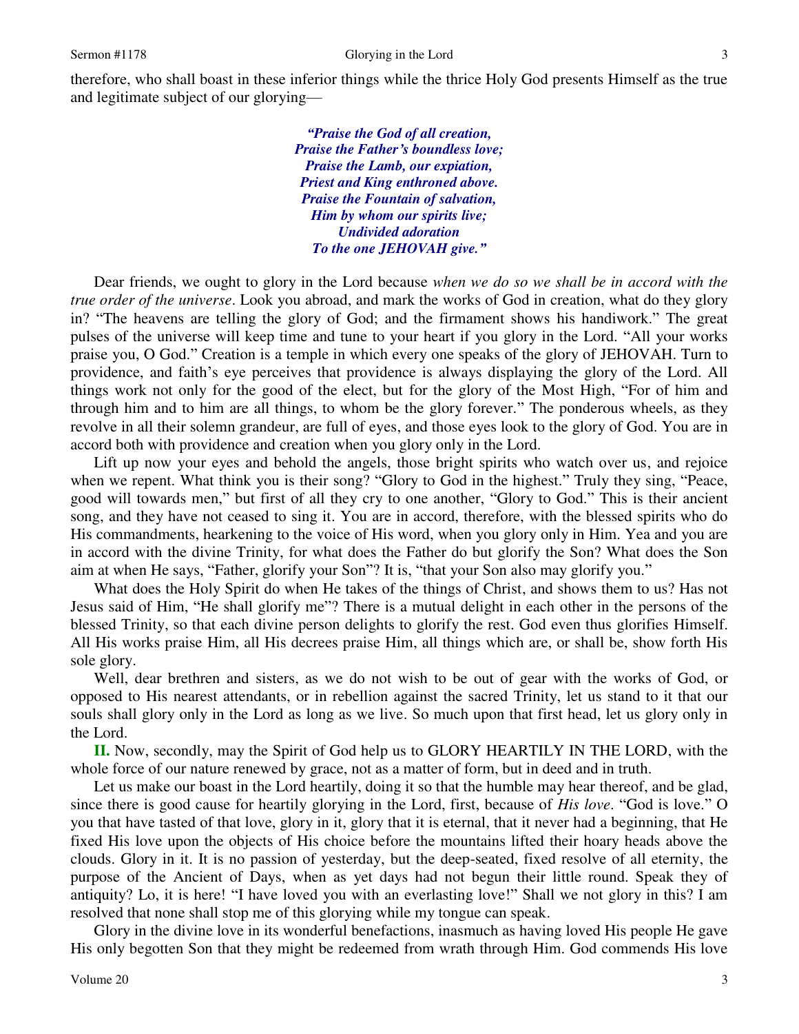therefore, who shall boast in these inferior things while the thrice Holy God presents Himself as the true and legitimate subject of our glorying—

> ***"Praise the God of all creation,***
> ***Praise the Father's boundless love;***
> ***Praise the Lamb, our expiation,***
> ***Priest and King enthroned above.***
> ***Praise the Fountain of salvation,***
> ***Him by whom our spirits live;***
> ***Undivided adoration***
> ***To the one JEHOVAH give."***

Dear friends, we ought to glory in the Lord because *when we do so we shall be in accord with the true order of the universe*. Look you abroad, and mark the works of God in creation, what do they glory in? "The heavens are telling the glory of God; and the firmament shows his handiwork." The great pulses of the universe will keep time and tune to your heart if you glory in the Lord. "All your works praise you, O God." Creation is a temple in which every one speaks of the glory of JEHOVAH. Turn to providence, and faith's eye perceives that providence is always displaying the glory of the Lord. All things work not only for the good of the elect, but for the glory of the Most High, "For of him and through him and to him are all things, to whom be the glory forever." The ponderous wheels, as they revolve in all their solemn grandeur, are full of eyes, and those eyes look to the glory of God. You are in accord both with providence and creation when you glory only in the Lord.

Lift up now your eyes and behold the angels, those bright spirits who watch over us, and rejoice when we repent. What think you is their song? "Glory to God in the highest." Truly they sing, "Peace, good will towards men," but first of all they cry to one another, "Glory to God." This is their ancient song, and they have not ceased to sing it. You are in accord, therefore, with the blessed spirits who do His commandments, hearkening to the voice of His word, when you glory only in Him. Yea and you are in accord with the divine Trinity, for what does the Father do but glorify the Son? What does the Son aim at when He says, "Father, glorify your Son"? It is, "that your Son also may glorify you."

What does the Holy Spirit do when He takes of the things of Christ, and shows them to us? Has not Jesus said of Him, "He shall glorify me"? There is a mutual delight in each other in the persons of the blessed Trinity, so that each divine person delights to glorify the rest. God even thus glorifies Himself. All His works praise Him, all His decrees praise Him, all things which are, or shall be, show forth His sole glory.

Well, dear brethren and sisters, as we do not wish to be out of gear with the works of God, or opposed to His nearest attendants, or in rebellion against the sacred Trinity, let us stand to it that our souls shall glory only in the Lord as long as we live. So much upon that first head, let us glory only in the Lord.

**II.** Now, secondly, may the Spirit of God help us to GLORY HEARTILY IN THE LORD, with the whole force of our nature renewed by grace, not as a matter of form, but in deed and in truth.

Let us make our boast in the Lord heartily, doing it so that the humble may hear thereof, and be glad, since there is good cause for heartily glorying in the Lord, first, because of *His love*. "God is love." O you that have tasted of that love, glory in it, glory that it is eternal, that it never had a beginning, that He fixed His love upon the objects of His choice before the mountains lifted their hoary heads above the clouds. Glory in it. It is no passion of yesterday, but the deep-seated, fixed resolve of all eternity, the purpose of the Ancient of Days, when as yet days had not begun their little round. Speak they of antiquity? Lo, it is here! "I have loved you with an everlasting love!" Shall we not glory in this? I am resolved that none shall stop me of this glorying while my tongue can speak.

Glory in the divine love in its wonderful benefactions, inasmuch as having loved His people He gave His only begotten Son that they might be redeemed from wrath through Him. God commends His love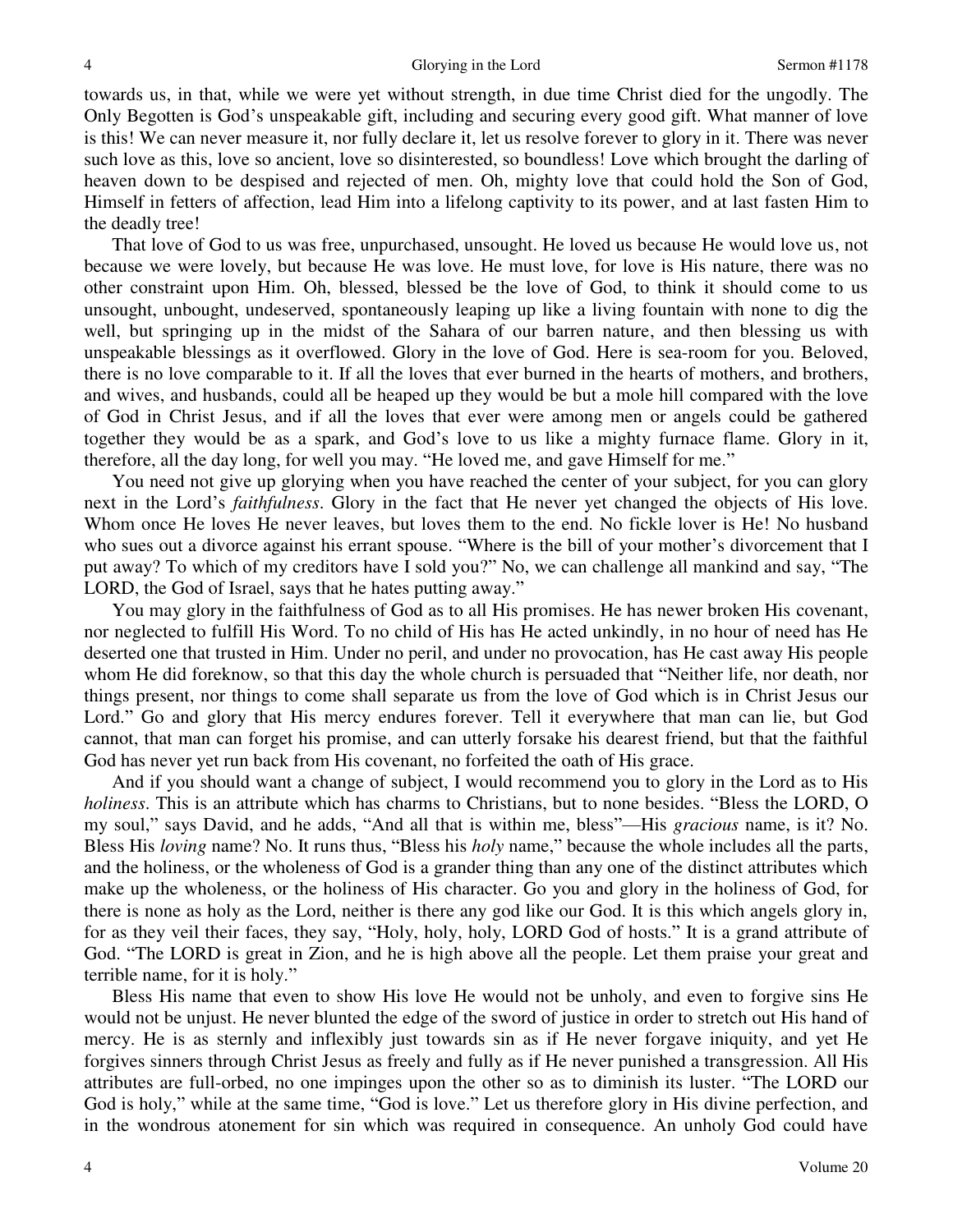towards us, in that, while we were yet without strength, in due time Christ died for the ungodly. The Only Begotten is God's unspeakable gift, including and securing every good gift. What manner of love is this! We can never measure it, nor fully declare it, let us resolve forever to glory in it. There was never such love as this, love so ancient, love so disinterested, so boundless! Love which brought the darling of heaven down to be despised and rejected of men. Oh, mighty love that could hold the Son of God, Himself in fetters of affection, lead Him into a lifelong captivity to its power, and at last fasten Him to the deadly tree!

That love of God to us was free, unpurchased, unsought. He loved us because He would love us, not because we were lovely, but because He was love. He must love, for love is His nature, there was no other constraint upon Him. Oh, blessed, blessed be the love of God, to think it should come to us unsought, unbought, undeserved, spontaneously leaping up like a living fountain with none to dig the well, but springing up in the midst of the Sahara of our barren nature, and then blessing us with unspeakable blessings as it overflowed. Glory in the love of God. Here is sea-room for you. Beloved, there is no love comparable to it. If all the loves that ever burned in the hearts of mothers, and brothers, and wives, and husbands, could all be heaped up they would be but a mole hill compared with the love of God in Christ Jesus, and if all the loves that ever were among men or angels could be gathered together they would be as a spark, and God's love to us like a mighty furnace flame. Glory in it, therefore, all the day long, for well you may. "He loved me, and gave Himself for me."

You need not give up glorying when you have reached the center of your subject, for you can glory next in the Lord's *faithfulness*. Glory in the fact that He never yet changed the objects of His love. Whom once He loves He never leaves, but loves them to the end. No fickle lover is He! No husband who sues out a divorce against his errant spouse. "Where is the bill of your mother's divorcement that I put away? To which of my creditors have I sold you?" No, we can challenge all mankind and say, "The LORD, the God of Israel, says that he hates putting away."

You may glory in the faithfulness of God as to all His promises. He has newer broken His covenant, nor neglected to fulfill His Word. To no child of His has He acted unkindly, in no hour of need has He deserted one that trusted in Him. Under no peril, and under no provocation, has He cast away His people whom He did foreknow, so that this day the whole church is persuaded that "Neither life, nor death, nor things present, nor things to come shall separate us from the love of God which is in Christ Jesus our Lord." Go and glory that His mercy endures forever. Tell it everywhere that man can lie, but God cannot, that man can forget his promise, and can utterly forsake his dearest friend, but that the faithful God has never yet run back from His covenant, no forfeited the oath of His grace.

And if you should want a change of subject, I would recommend you to glory in the Lord as to His *holiness*. This is an attribute which has charms to Christians, but to none besides. "Bless the LORD, O my soul," says David, and he adds, "And all that is within me, bless"—His *gracious* name, is it? No. Bless His *loving* name? No. It runs thus, "Bless his *holy* name," because the whole includes all the parts, and the holiness, or the wholeness of God is a grander thing than any one of the distinct attributes which make up the wholeness, or the holiness of His character. Go you and glory in the holiness of God, for there is none as holy as the Lord, neither is there any god like our God. It is this which angels glory in, for as they veil their faces, they say, "Holy, holy, holy, LORD God of hosts." It is a grand attribute of God. "The LORD is great in Zion, and he is high above all the people. Let them praise your great and terrible name, for it is holy."

Bless His name that even to show His love He would not be unholy, and even to forgive sins He would not be unjust. He never blunted the edge of the sword of justice in order to stretch out His hand of mercy. He is as sternly and inflexibly just towards sin as if He never forgave iniquity, and yet He forgives sinners through Christ Jesus as freely and fully as if He never punished a transgression. All His attributes are full-orbed, no one impinges upon the other so as to diminish its luster. "The LORD our God is holy," while at the same time, "God is love." Let us therefore glory in His divine perfection, and in the wondrous atonement for sin which was required in consequence. An unholy God could have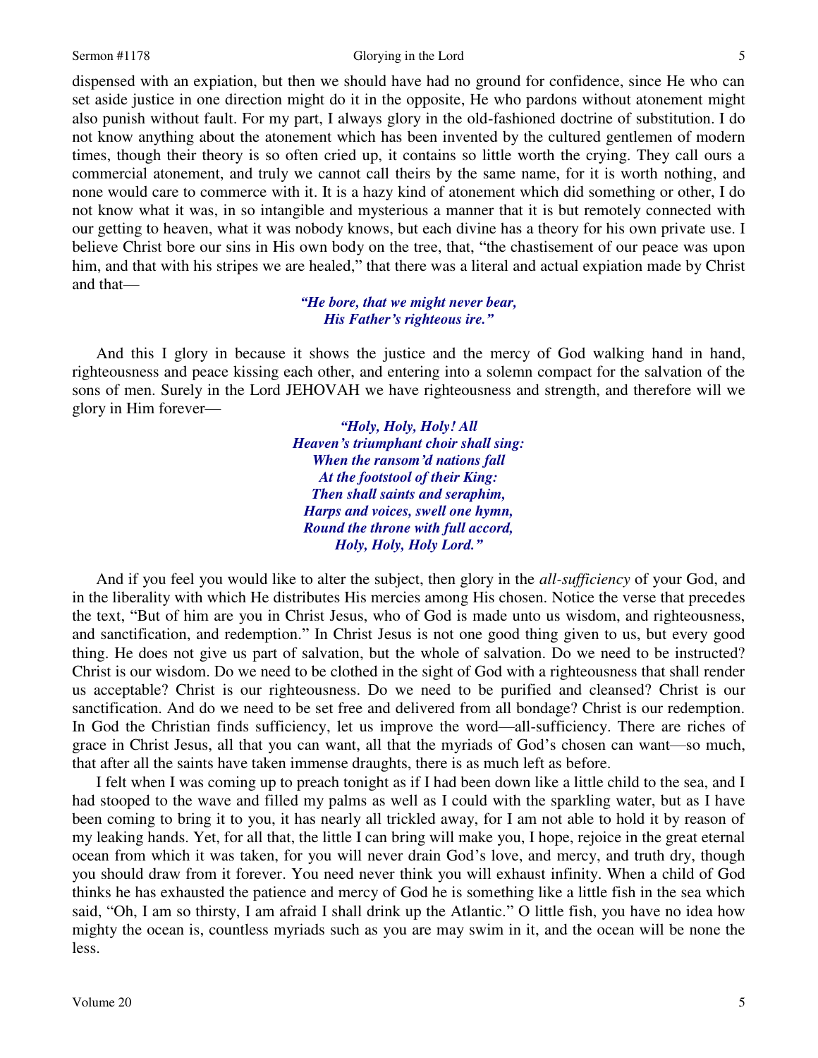dispensed with an expiation, but then we should have had no ground for confidence, since He who can set aside justice in one direction might do it in the opposite, He who pardons without atonement might also punish without fault. For my part, I always glory in the old-fashioned doctrine of substitution. I do not know anything about the atonement which has been invented by the cultured gentlemen of modern times, though their theory is so often cried up, it contains so little worth the crying. They call ours a commercial atonement, and truly we cannot call theirs by the same name, for it is worth nothing, and none would care to commerce with it. It is a hazy kind of atonement which did something or other, I do not know what it was, in so intangible and mysterious a manner that it is but remotely connected with our getting to heaven, what it was nobody knows, but each divine has a theory for his own private use. I believe Christ bore our sins in His own body on the tree, that, "the chastisement of our peace was upon him, and that with his stripes we are healed," that there was a literal and actual expiation made by Christ and that—

> ***"He bore, that we might never bear,***
> ***His Father's righteous ire."***

And this I glory in because it shows the justice and the mercy of God walking hand in hand, righteousness and peace kissing each other, and entering into a solemn compact for the salvation of the sons of men. Surely in the Lord JEHOVAH we have righteousness and strength, and therefore will we glory in Him forever—

> ***"Holy, Holy, Holy! All***
> ***Heaven's triumphant choir shall sing:***
> ***When the ransom'd nations fall***
> ***At the footstool of their King:***
> ***Then shall saints and seraphim,***
> ***Harps and voices, swell one hymn,***
> ***Round the throne with full accord,***
> ***Holy, Holy, Holy Lord."***

And if you feel you would like to alter the subject, then glory in the *all-sufficiency* of your God, and in the liberality with which He distributes His mercies among His chosen. Notice the verse that precedes the text, "But of him are you in Christ Jesus, who of God is made unto us wisdom, and righteousness, and sanctification, and redemption." In Christ Jesus is not one good thing given to us, but every good thing. He does not give us part of salvation, but the whole of salvation. Do we need to be instructed? Christ is our wisdom. Do we need to be clothed in the sight of God with a righteousness that shall render us acceptable? Christ is our righteousness. Do we need to be purified and cleansed? Christ is our sanctification. And do we need to be set free and delivered from all bondage? Christ is our redemption. In God the Christian finds sufficiency, let us improve the word—all-sufficiency. There are riches of grace in Christ Jesus, all that you can want, all that the myriads of God's chosen can want—so much, that after all the saints have taken immense draughts, there is as much left as before.

I felt when I was coming up to preach tonight as if I had been down like a little child to the sea, and I had stooped to the wave and filled my palms as well as I could with the sparkling water, but as I have been coming to bring it to you, it has nearly all trickled away, for I am not able to hold it by reason of my leaking hands. Yet, for all that, the little I can bring will make you, I hope, rejoice in the great eternal ocean from which it was taken, for you will never drain God's love, and mercy, and truth dry, though you should draw from it forever. You need never think you will exhaust infinity. When a child of God thinks he has exhausted the patience and mercy of God he is something like a little fish in the sea which said, "Oh, I am so thirsty, I am afraid I shall drink up the Atlantic." O little fish, you have no idea how mighty the ocean is, countless myriads such as you are may swim in it, and the ocean will be none the less.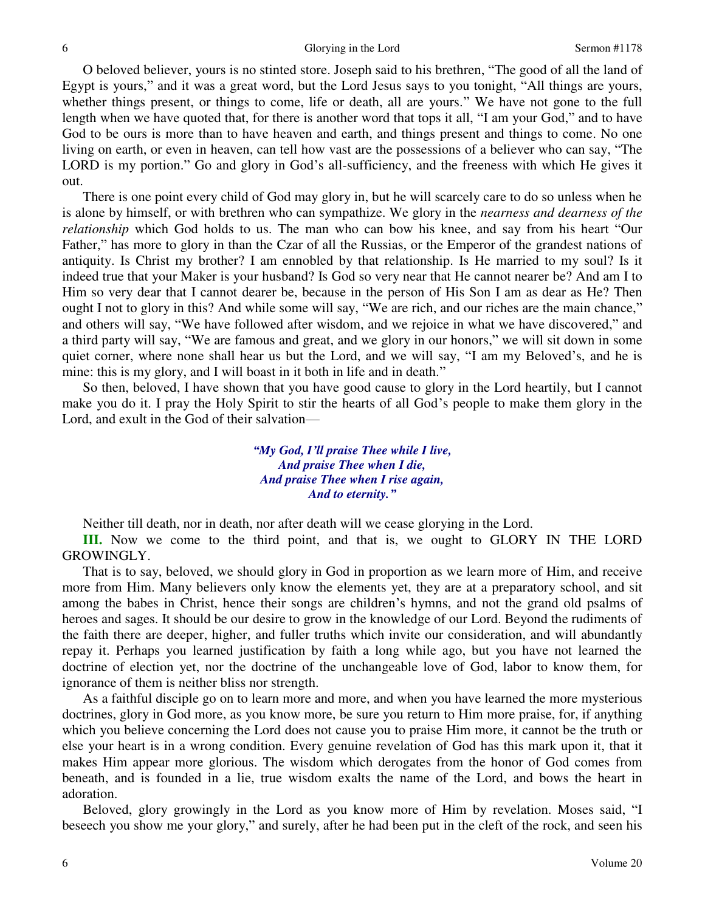O beloved believer, yours is no stinted store. Joseph said to his brethren, "The good of all the land of Egypt is yours," and it was a great word, but the Lord Jesus says to you tonight, "All things are yours, whether things present, or things to come, life or death, all are yours." We have not gone to the full length when we have quoted that, for there is another word that tops it all, "I am your God," and to have God to be ours is more than to have heaven and earth, and things present and things to come. No one living on earth, or even in heaven, can tell how vast are the possessions of a believer who can say, "The LORD is my portion." Go and glory in God's all-sufficiency, and the freeness with which He gives it out.

There is one point every child of God may glory in, but he will scarcely care to do so unless when he is alone by himself, or with brethren who can sympathize. We glory in the *nearness and dearness of the relationship* which God holds to us. The man who can bow his knee, and say from his heart "Our Father," has more to glory in than the Czar of all the Russias, or the Emperor of the grandest nations of antiquity. Is Christ my brother? I am ennobled by that relationship. Is He married to my soul? Is it indeed true that your Maker is your husband? Is God so very near that He cannot nearer be? And am I to Him so very dear that I cannot dearer be, because in the person of His Son I am as dear as He? Then ought I not to glory in this? And while some will say, "We are rich, and our riches are the main chance," and others will say, "We have followed after wisdom, and we rejoice in what we have discovered," and a third party will say, "We are famous and great, and we glory in our honors," we will sit down in some quiet corner, where none shall hear us but the Lord, and we will say, "I am my Beloved's, and he is mine: this is my glory, and I will boast in it both in life and in death."

So then, beloved, I have shown that you have good cause to glory in the Lord heartily, but I cannot make you do it. I pray the Holy Spirit to stir the hearts of all God's people to make them glory in the Lord, and exult in the God of their salvation—

> ***"My God, I'll praise Thee while I live,***
> ***And praise Thee when I die,***
> ***And praise Thee when I rise again,***
> ***And to eternity."***

Neither till death, nor in death, nor after death will we cease glorying in the Lord.

**III.** Now we come to the third point, and that is, we ought to GLORY IN THE LORD GROWINGLY.

That is to say, beloved, we should glory in God in proportion as we learn more of Him, and receive more from Him. Many believers only know the elements yet, they are at a preparatory school, and sit among the babes in Christ, hence their songs are children's hymns, and not the grand old psalms of heroes and sages. It should be our desire to grow in the knowledge of our Lord. Beyond the rudiments of the faith there are deeper, higher, and fuller truths which invite our consideration, and will abundantly repay it. Perhaps you learned justification by faith a long while ago, but you have not learned the doctrine of election yet, nor the doctrine of the unchangeable love of God, labor to know them, for ignorance of them is neither bliss nor strength.

As a faithful disciple go on to learn more and more, and when you have learned the more mysterious doctrines, glory in God more, as you know more, be sure you return to Him more praise, for, if anything which you believe concerning the Lord does not cause you to praise Him more, it cannot be the truth or else your heart is in a wrong condition. Every genuine revelation of God has this mark upon it, that it makes Him appear more glorious. The wisdom which derogates from the honor of God comes from beneath, and is founded in a lie, true wisdom exalts the name of the Lord, and bows the heart in adoration.

Beloved, glory growingly in the Lord as you know more of Him by revelation. Moses said, "I beseech you show me your glory," and surely, after he had been put in the cleft of the rock, and seen his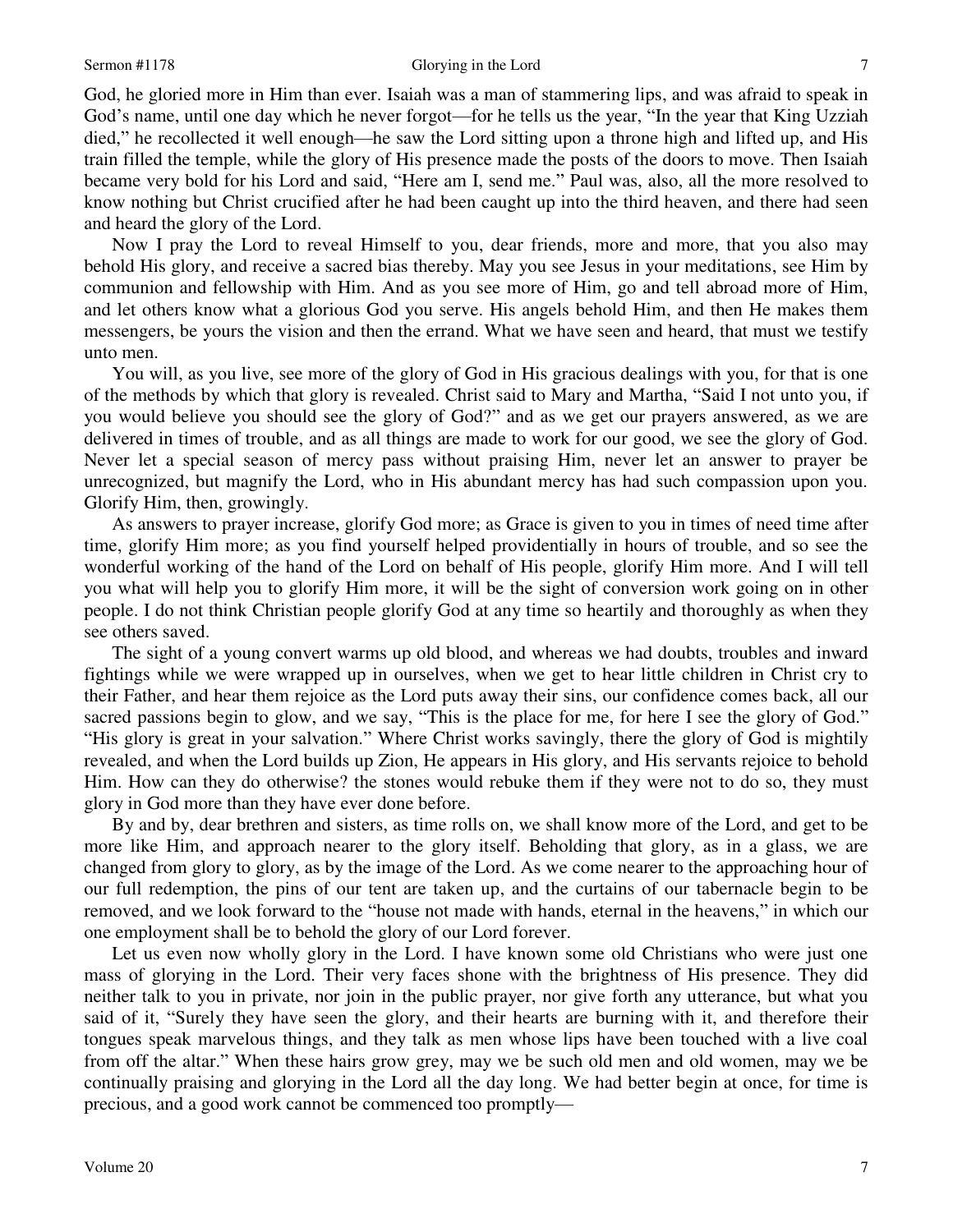God, he gloried more in Him than ever. Isaiah was a man of stammering lips, and was afraid to speak in God's name, until one day which he never forgot—for he tells us the year, "In the year that King Uzziah died," he recollected it well enough—he saw the Lord sitting upon a throne high and lifted up, and His train filled the temple, while the glory of His presence made the posts of the doors to move. Then Isaiah became very bold for his Lord and said, "Here am I, send me." Paul was, also, all the more resolved to know nothing but Christ crucified after he had been caught up into the third heaven, and there had seen and heard the glory of the Lord.

Now I pray the Lord to reveal Himself to you, dear friends, more and more, that you also may behold His glory, and receive a sacred bias thereby. May you see Jesus in your meditations, see Him by communion and fellowship with Him. And as you see more of Him, go and tell abroad more of Him, and let others know what a glorious God you serve. His angels behold Him, and then He makes them messengers, be yours the vision and then the errand. What we have seen and heard, that must we testify unto men.

You will, as you live, see more of the glory of God in His gracious dealings with you, for that is one of the methods by which that glory is revealed. Christ said to Mary and Martha, "Said I not unto you, if you would believe you should see the glory of God?" and as we get our prayers answered, as we are delivered in times of trouble, and as all things are made to work for our good, we see the glory of God. Never let a special season of mercy pass without praising Him, never let an answer to prayer be unrecognized, but magnify the Lord, who in His abundant mercy has had such compassion upon you. Glorify Him, then, growingly.

As answers to prayer increase, glorify God more; as Grace is given to you in times of need time after time, glorify Him more; as you find yourself helped providentially in hours of trouble, and so see the wonderful working of the hand of the Lord on behalf of His people, glorify Him more. And I will tell you what will help you to glorify Him more, it will be the sight of conversion work going on in other people. I do not think Christian people glorify God at any time so heartily and thoroughly as when they see others saved.

The sight of a young convert warms up old blood, and whereas we had doubts, troubles and inward fightings while we were wrapped up in ourselves, when we get to hear little children in Christ cry to their Father, and hear them rejoice as the Lord puts away their sins, our confidence comes back, all our sacred passions begin to glow, and we say, "This is the place for me, for here I see the glory of God." "His glory is great in your salvation." Where Christ works savingly, there the glory of God is mightily revealed, and when the Lord builds up Zion, He appears in His glory, and His servants rejoice to behold Him. How can they do otherwise? the stones would rebuke them if they were not to do so, they must glory in God more than they have ever done before.

By and by, dear brethren and sisters, as time rolls on, we shall know more of the Lord, and get to be more like Him, and approach nearer to the glory itself. Beholding that glory, as in a glass, we are changed from glory to glory, as by the image of the Lord. As we come nearer to the approaching hour of our full redemption, the pins of our tent are taken up, and the curtains of our tabernacle begin to be removed, and we look forward to the "house not made with hands, eternal in the heavens," in which our one employment shall be to behold the glory of our Lord forever.

Let us even now wholly glory in the Lord. I have known some old Christians who were just one mass of glorying in the Lord. Their very faces shone with the brightness of His presence. They did neither talk to you in private, nor join in the public prayer, nor give forth any utterance, but what you said of it, "Surely they have seen the glory, and their hearts are burning with it, and therefore their tongues speak marvelous things, and they talk as men whose lips have been touched with a live coal from off the altar." When these hairs grow grey, may we be such old men and old women, may we be continually praising and glorying in the Lord all the day long. We had better begin at once, for time is precious, and a good work cannot be commenced too promptly—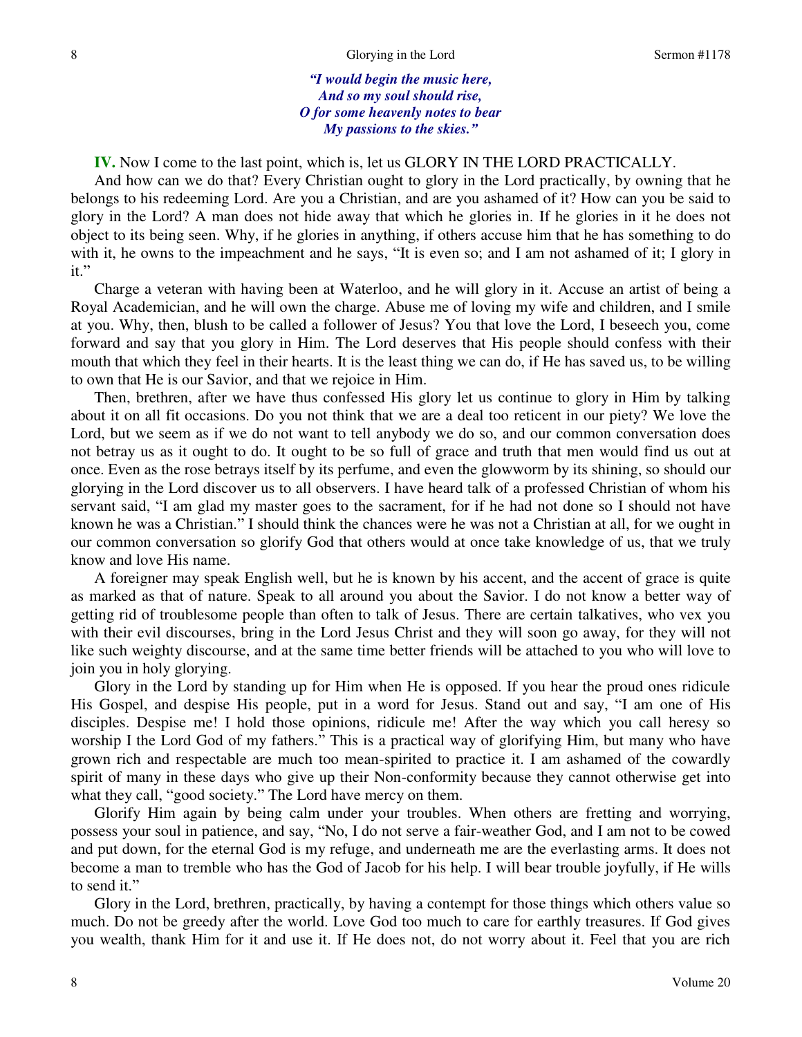*"I would begin the music here,*
*And so my soul should rise,*
*O for some heavenly notes to bear*
*My passions to the skies."*

**IV.** Now I come to the last point, which is, let us GLORY IN THE LORD PRACTICALLY.

And how can we do that? Every Christian ought to glory in the Lord practically, by owning that he belongs to his redeeming Lord. Are you a Christian, and are you ashamed of it? How can you be said to glory in the Lord? A man does not hide away that which he glories in. If he glories in it he does not object to its being seen. Why, if he glories in anything, if others accuse him that he has something to do with it, he owns to the impeachment and he says, "It is even so; and I am not ashamed of it; I glory in it."

Charge a veteran with having been at Waterloo, and he will glory in it. Accuse an artist of being a Royal Academician, and he will own the charge. Abuse me of loving my wife and children, and I smile at you. Why, then, blush to be called a follower of Jesus? You that love the Lord, I beseech you, come forward and say that you glory in Him. The Lord deserves that His people should confess with their mouth that which they feel in their hearts. It is the least thing we can do, if He has saved us, to be willing to own that He is our Savior, and that we rejoice in Him.

Then, brethren, after we have thus confessed His glory let us continue to glory in Him by talking about it on all fit occasions. Do you not think that we are a deal too reticent in our piety? We love the Lord, but we seem as if we do not want to tell anybody we do so, and our common conversation does not betray us as it ought to do. It ought to be so full of grace and truth that men would find us out at once. Even as the rose betrays itself by its perfume, and even the glowworm by its shining, so should our glorying in the Lord discover us to all observers. I have heard talk of a professed Christian of whom his servant said, "I am glad my master goes to the sacrament, for if he had not done so I should not have known he was a Christian." I should think the chances were he was not a Christian at all, for we ought in our common conversation so glorify God that others would at once take knowledge of us, that we truly know and love His name.

A foreigner may speak English well, but he is known by his accent, and the accent of grace is quite as marked as that of nature. Speak to all around you about the Savior. I do not know a better way of getting rid of troublesome people than often to talk of Jesus. There are certain talkatives, who vex you with their evil discourses, bring in the Lord Jesus Christ and they will soon go away, for they will not like such weighty discourse, and at the same time better friends will be attached to you who will love to join you in holy glorying.

Glory in the Lord by standing up for Him when He is opposed. If you hear the proud ones ridicule His Gospel, and despise His people, put in a word for Jesus. Stand out and say, "I am one of His disciples. Despise me! I hold those opinions, ridicule me! After the way which you call heresy so worship I the Lord God of my fathers." This is a practical way of glorifying Him, but many who have grown rich and respectable are much too mean-spirited to practice it. I am ashamed of the cowardly spirit of many in these days who give up their Non-conformity because they cannot otherwise get into what they call, "good society." The Lord have mercy on them.

Glorify Him again by being calm under your troubles. When others are fretting and worrying, possess your soul in patience, and say, "No, I do not serve a fair-weather God, and I am not to be cowed and put down, for the eternal God is my refuge, and underneath me are the everlasting arms. It does not become a man to tremble who has the God of Jacob for his help. I will bear trouble joyfully, if He wills to send it."

Glory in the Lord, brethren, practically, by having a contempt for those things which others value so much. Do not be greedy after the world. Love God too much to care for earthly treasures. If God gives you wealth, thank Him for it and use it. If He does not, do not worry about it. Feel that you are rich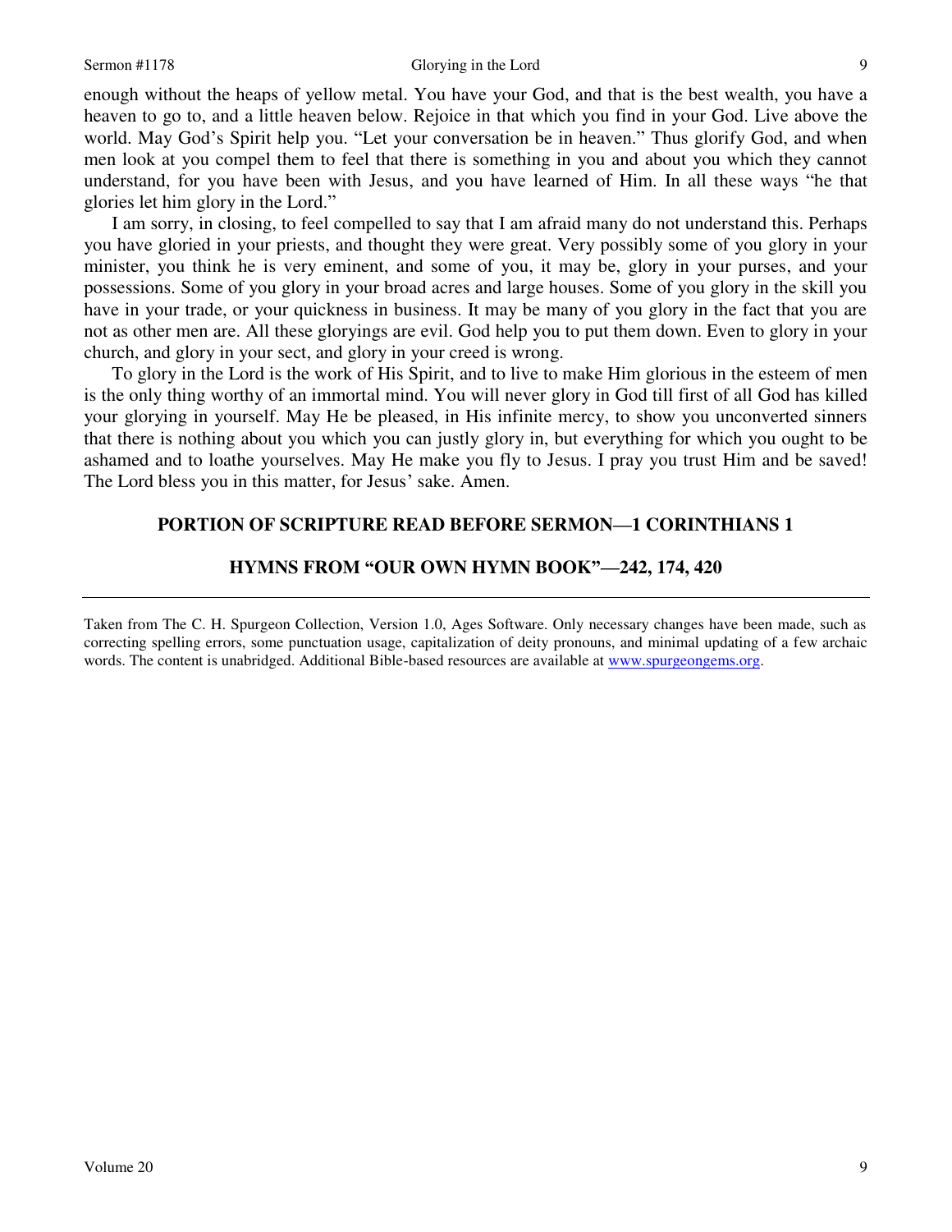enough without the heaps of yellow metal. You have your God, and that is the best wealth, you have a heaven to go to, and a little heaven below. Rejoice in that which you find in your God. Live above the world. May God's Spirit help you. "Let your conversation be in heaven." Thus glorify God, and when men look at you compel them to feel that there is something in you and about you which they cannot understand, for you have been with Jesus, and you have learned of Him. In all these ways "he that glories let him glory in the Lord."

I am sorry, in closing, to feel compelled to say that I am afraid many do not understand this. Perhaps you have gloried in your priests, and thought they were great. Very possibly some of you glory in your minister, you think he is very eminent, and some of you, it may be, glory in your purses, and your possessions. Some of you glory in your broad acres and large houses. Some of you glory in the skill you have in your trade, or your quickness in business. It may be many of you glory in the fact that you are not as other men are. All these gloryings are evil. God help you to put them down. Even to glory in your church, and glory in your sect, and glory in your creed is wrong.

To glory in the Lord is the work of His Spirit, and to live to make Him glorious in the esteem of men is the only thing worthy of an immortal mind. You will never glory in God till first of all God has killed your glorying in yourself. May He be pleased, in His infinite mercy, to show you unconverted sinners that there is nothing about you which you can justly glory in, but everything for which you ought to be ashamed and to loathe yourselves. May He make you fly to Jesus. I pray you trust Him and be saved! The Lord bless you in this matter, for Jesus' sake. Amen.

**PORTION OF SCRIPTURE READ BEFORE SERMON—1 CORINTHIANS 1**

**HYMNS FROM "OUR OWN HYMN BOOK"—242, 174, 420**

---

Taken from The C. H. Spurgeon Collection, Version 1.0, Ages Software. Only necessary changes have been made, such as correcting spelling errors, some punctuation usage, capitalization of deity pronouns, and minimal updating of a few archaic words. The content is unabridged. Additional Bible-based resources are available at www.spurgeongems.org.